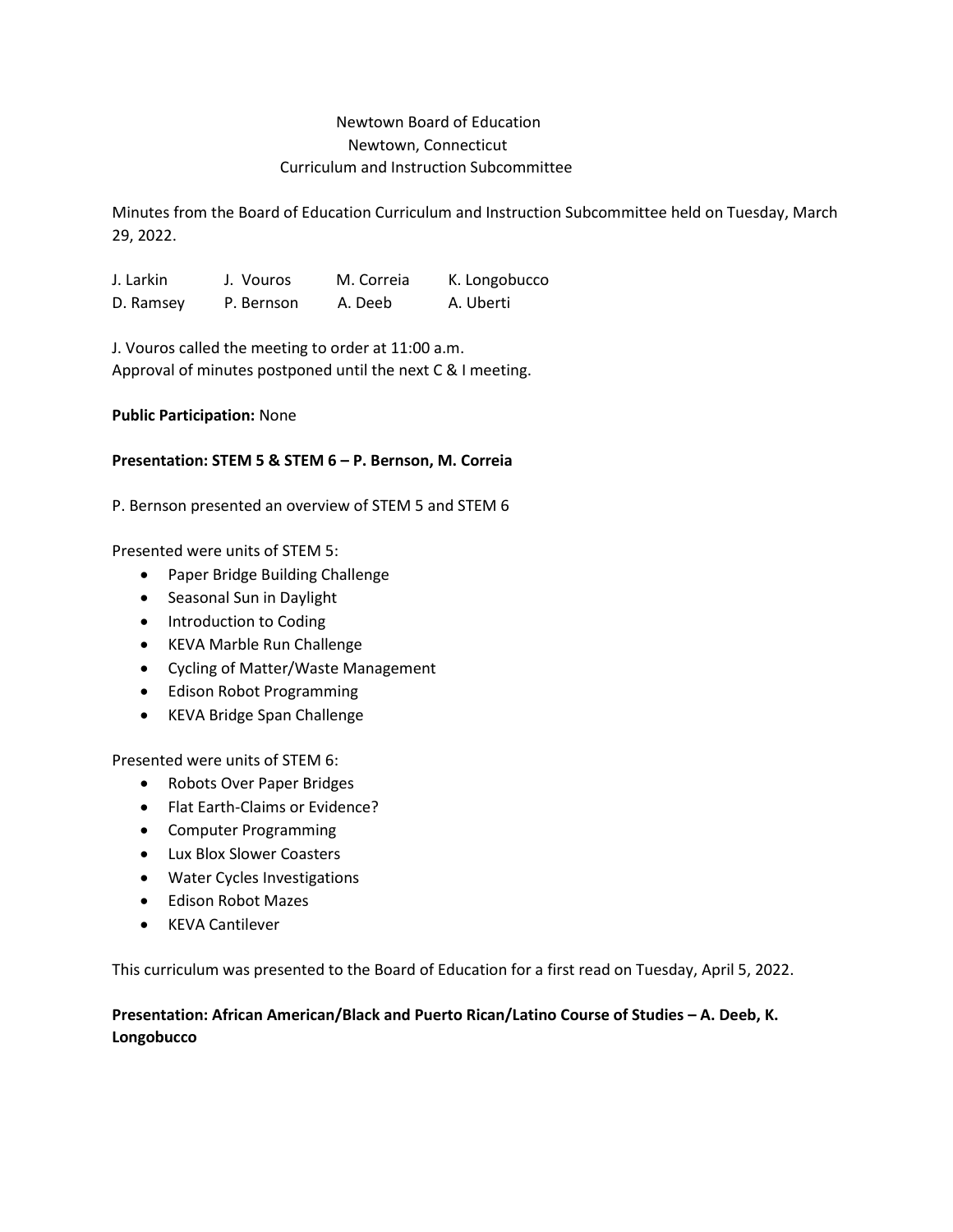Newtown Board of Education
Newtown, Connecticut
Curriculum and Instruction Subcommittee

Minutes from the Board of Education Curriculum and Instruction Subcommittee held on Tuesday, March 29, 2022.

| J. Larkin | J. Vouros | M. Correia | K. Longobucco |
|---|---|---|---|
| D. Ramsey | P. Bernson | A. Deeb | A. Uberti |

J. Vouros called the meeting to order at 11:00 a.m.
Approval of minutes postponed until the next C & I meeting.

**Public Participation:** None

**Presentation: STEM 5 & STEM 6 – P. Bernson, M. Correia**

P. Bernson presented an overview of STEM 5 and STEM 6

Presented were units of STEM 5:

- Paper Bridge Building Challenge
- Seasonal Sun in Daylight
- Introduction to Coding
- KEVA Marble Run Challenge
- Cycling of Matter/Waste Management
- Edison Robot Programming
- KEVA Bridge Span Challenge

Presented were units of STEM 6:

- Robots Over Paper Bridges
- Flat Earth-Claims or Evidence?
- Computer Programming
- Lux Blox Slower Coasters
- Water Cycles Investigations
- Edison Robot Mazes
- KEVA Cantilever

This curriculum was presented to the Board of Education for a first read on Tuesday, April 5, 2022.

**Presentation: African American/Black and Puerto Rican/Latino Course of Studies – A. Deeb, K. Longobucco**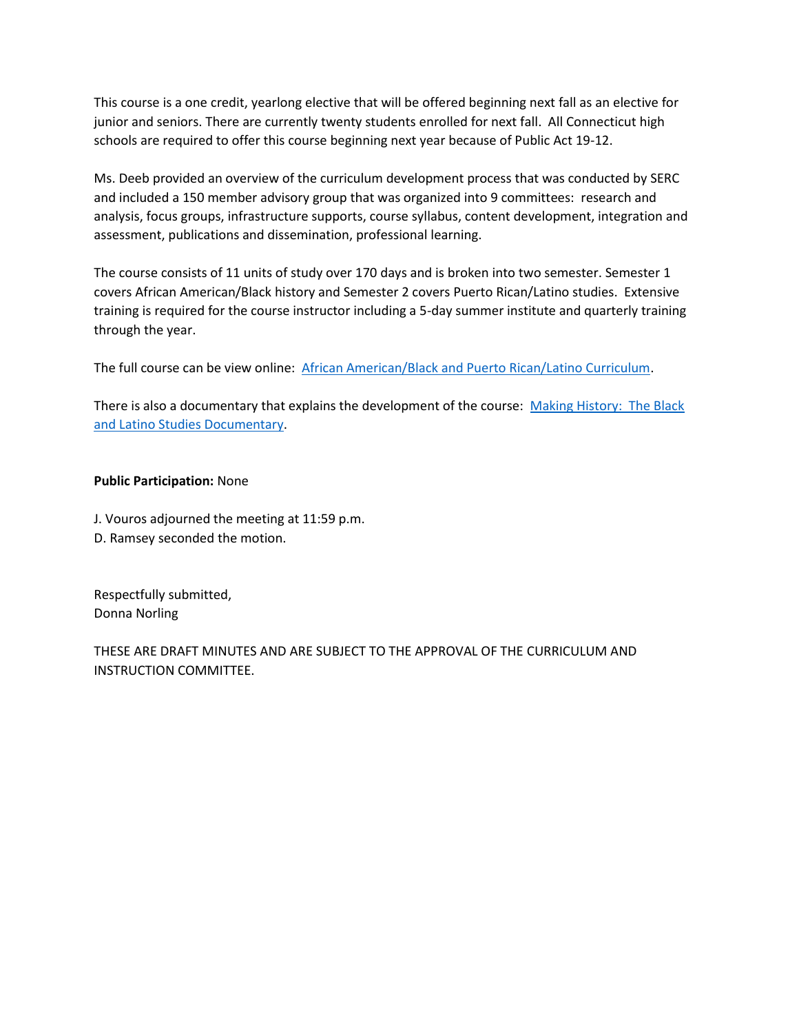This course is a one credit, yearlong elective that will be offered beginning next fall as an elective for junior and seniors. There are currently twenty students enrolled for next fall. All Connecticut high schools are required to offer this course beginning next year because of Public Act 19-12.

Ms. Deeb provided an overview of the curriculum development process that was conducted by SERC and included a 150 member advisory group that was organized into 9 committees: research and analysis, focus groups, infrastructure supports, course syllabus, content development, integration and assessment, publications and dissemination, professional learning.

The course consists of 11 units of study over 170 days and is broken into two semester. Semester 1 covers African American/Black history and Semester 2 covers Puerto Rican/Latino studies. Extensive training is required for the course instructor including a 5-day summer institute and quarterly training through the year.

The full course can be view online: African American/Black and Puerto Rican/Latino Curriculum.

There is also a documentary that explains the development of the course: Making History: The Black and Latino Studies Documentary.

**Public Participation:** None

J. Vouros adjourned the meeting at 11:59 p.m.
D. Ramsey seconded the motion.

Respectfully submitted,
Donna Norling

THESE ARE DRAFT MINUTES AND ARE SUBJECT TO THE APPROVAL OF THE CURRICULUM AND INSTRUCTION COMMITTEE.